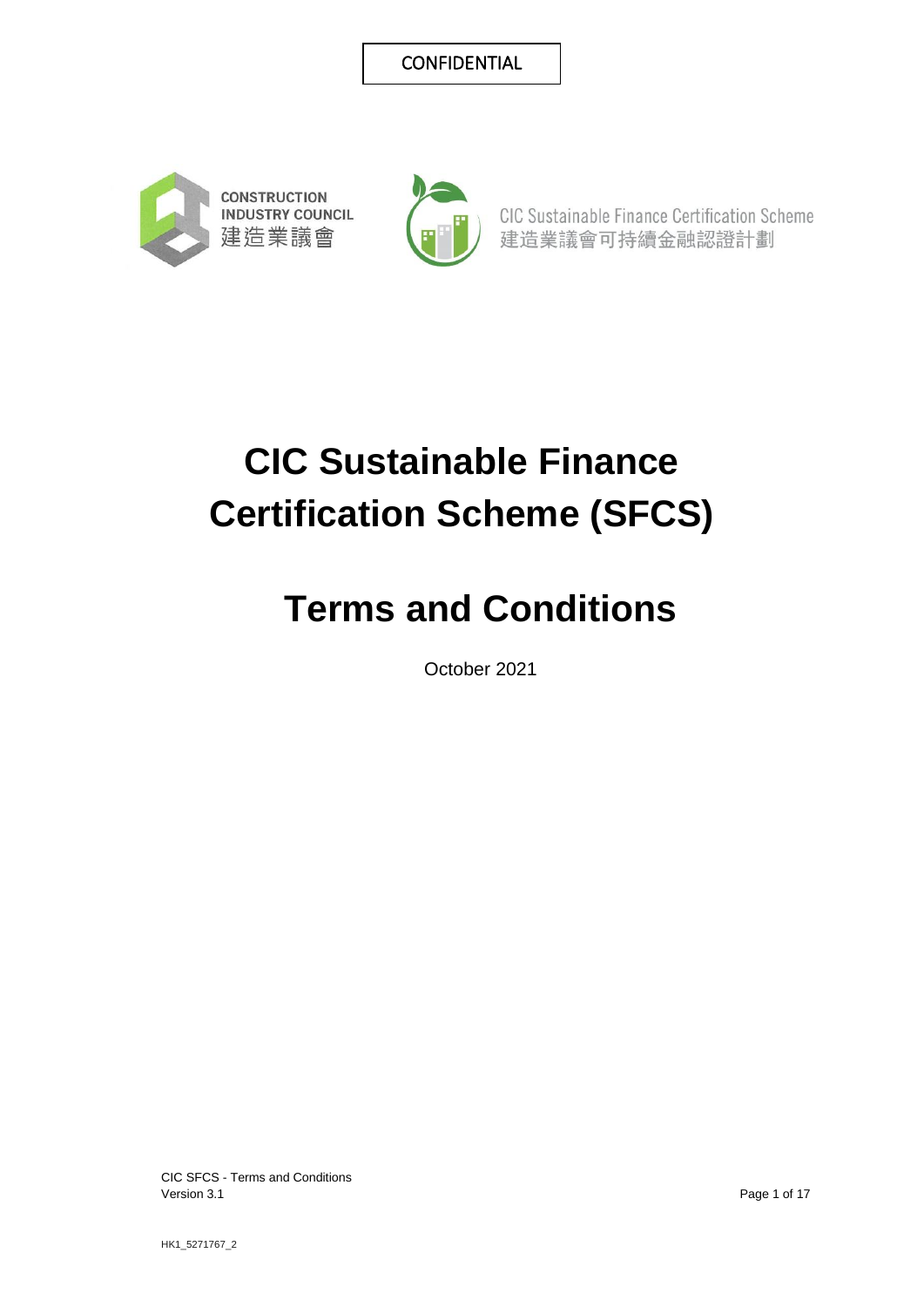CONFIDENTIAL

CONSTRUCTION INDUSTRY COUNCIL
建造業議會

CIC Sustainable Finance Certification Scheme
建造業議會可持續金融認證計劃

# CIC Sustainable Finance Certification Scheme (SFCS)

# Terms and Conditions

October 2021

CIC SFCS - Terms and Conditions
Version 3.1

HK1_5271767_2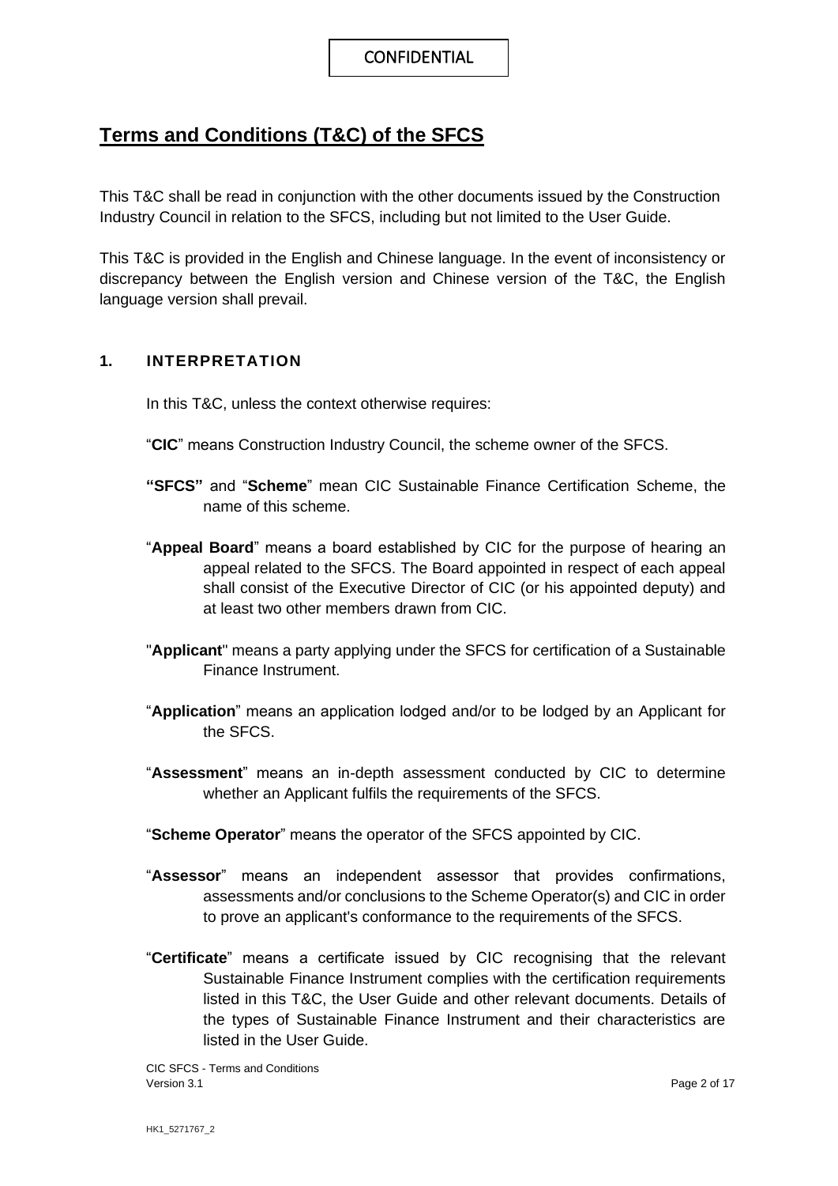CONFIDENTIAL

## Terms and Conditions (T&C) of the SFCS

This T&C shall be read in conjunction with the other documents issued by the Construction Industry Council in relation to the SFCS, including but not limited to the User Guide.

This T&C is provided in the English and Chinese language. In the event of inconsistency or discrepancy between the English version and Chinese version of the T&C, the English language version shall prevail.

### 1. INTERPRETATION

In this T&C, unless the context otherwise requires:

"**CIC**" means Construction Industry Council, the scheme owner of the SFCS.

**"SFCS"** and "**Scheme**" mean CIC Sustainable Finance Certification Scheme, the name of this scheme.

"**Appeal Board**" means a board established by CIC for the purpose of hearing an appeal related to the SFCS. The Board appointed in respect of each appeal shall consist of the Executive Director of CIC (or his appointed deputy) and at least two other members drawn from CIC.

"**Applicant**" means a party applying under the SFCS for certification of a Sustainable Finance Instrument.

"**Application**" means an application lodged and/or to be lodged by an Applicant for the SFCS.

"**Assessment**" means an in-depth assessment conducted by CIC to determine whether an Applicant fulfils the requirements of the SFCS.

"**Scheme Operator**" means the operator of the SFCS appointed by CIC.

"**Assessor**" means an independent assessor that provides confirmations, assessments and/or conclusions to the Scheme Operator(s) and CIC in order to prove an applicant's conformance to the requirements of the SFCS.

"**Certificate**" means a certificate issued by CIC recognising that the relevant Sustainable Finance Instrument complies with the certification requirements listed in this T&C, the User Guide and other relevant documents. Details of the types of Sustainable Finance Instrument and their characteristics are listed in the User Guide.

CIC SFCS - Terms and Conditions
Version 3.1

HK1_5271767_2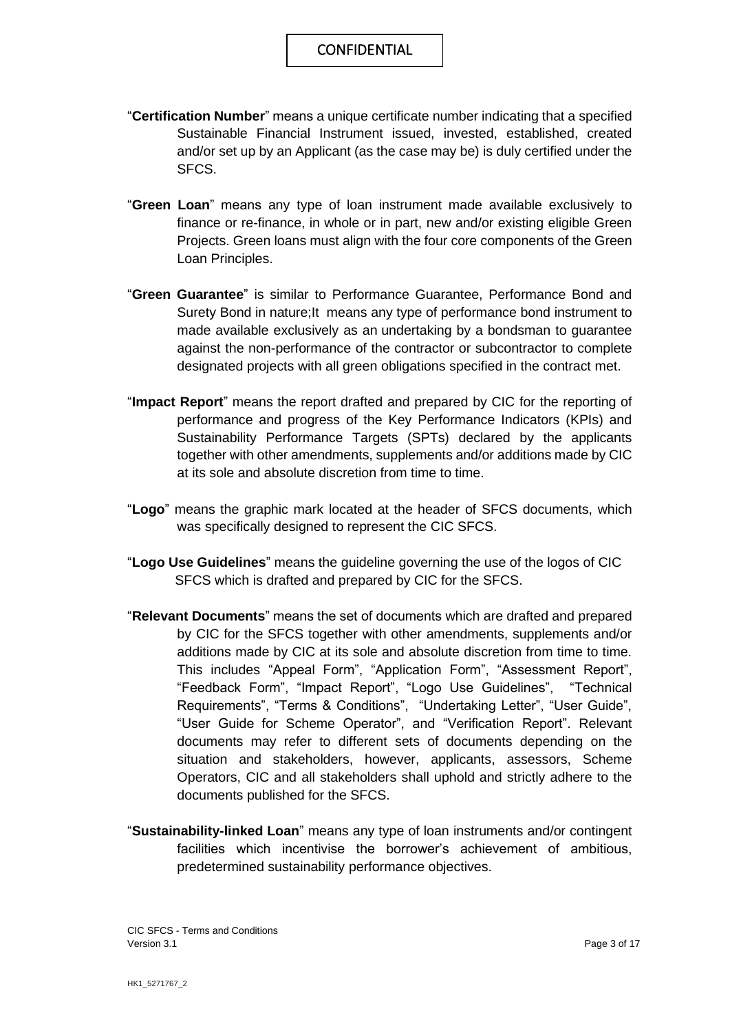"**Certification Number**" means a unique certificate number indicating that a specified Sustainable Financial Instrument issued, invested, established, created and/or set up by an Applicant (as the case may be) is duly certified under the SFCS.

"**Green Loan**" means any type of loan instrument made available exclusively to finance or re-finance, in whole or in part, new and/or existing eligible Green Projects. Green loans must align with the four core components of the Green Loan Principles.

"**Green Guarantee**" is similar to Performance Guarantee, Performance Bond and Surety Bond in nature;It means any type of performance bond instrument to made available exclusively as an undertaking by a bondsman to guarantee against the non-performance of the contractor or subcontractor to complete designated projects with all green obligations specified in the contract met.

"**Impact Report**" means the report drafted and prepared by CIC for the reporting of performance and progress of the Key Performance Indicators (KPIs) and Sustainability Performance Targets (SPTs) declared by the applicants together with other amendments, supplements and/or additions made by CIC at its sole and absolute discretion from time to time.

"**Logo**" means the graphic mark located at the header of SFCS documents, which was specifically designed to represent the CIC SFCS.

"**Logo Use Guidelines**" means the guideline governing the use of the logos of CIC SFCS which is drafted and prepared by CIC for the SFCS.

"**Relevant Documents**" means the set of documents which are drafted and prepared by CIC for the SFCS together with other amendments, supplements and/or additions made by CIC at its sole and absolute discretion from time to time. This includes "Appeal Form", "Application Form", "Assessment Report", "Feedback Form", "Impact Report", "Logo Use Guidelines", "Technical Requirements", "Terms & Conditions", "Undertaking Letter", "User Guide", "User Guide for Scheme Operator", and "Verification Report". Relevant documents may refer to different sets of documents depending on the situation and stakeholders, however, applicants, assessors, Scheme Operators, CIC and all stakeholders shall uphold and strictly adhere to the documents published for the SFCS.

"**Sustainability-linked Loan**" means any type of loan instruments and/or contingent facilities which incentivise the borrower's achievement of ambitious, predetermined sustainability performance objectives.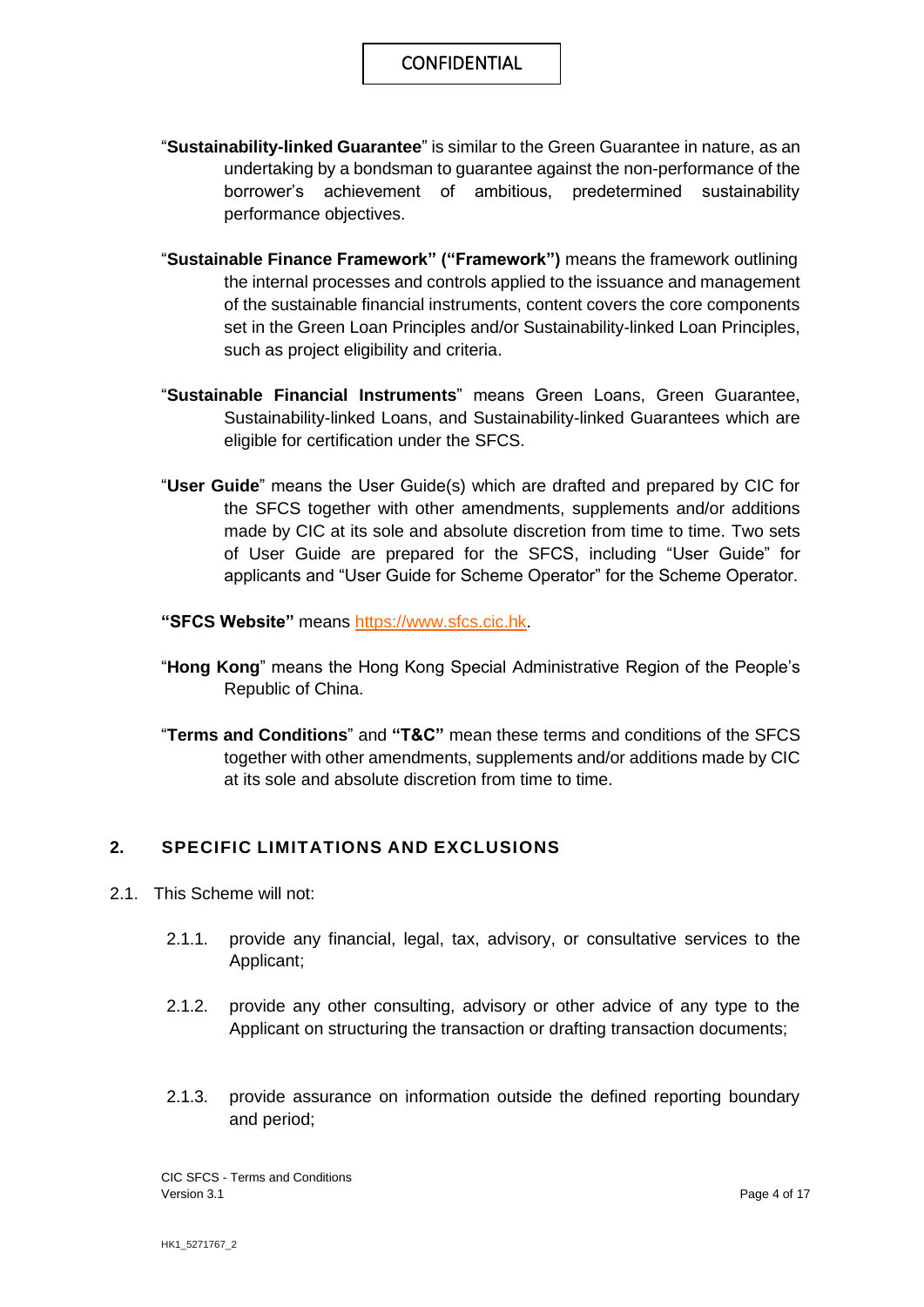"**Sustainability-linked Guarantee**" is similar to the Green Guarantee in nature, as an undertaking by a bondsman to guarantee against the non-performance of the borrower's achievement of ambitious, predetermined sustainability performance objectives.

"**Sustainable Finance Framework" ("Framework")** means the framework outlining the internal processes and controls applied to the issuance and management of the sustainable financial instruments, content covers the core components set in the Green Loan Principles and/or Sustainability-linked Loan Principles, such as project eligibility and criteria.

"**Sustainable Financial Instruments**" means Green Loans, Green Guarantee, Sustainability-linked Loans, and Sustainability-linked Guarantees which are eligible for certification under the SFCS.

"**User Guide**" means the User Guide(s) which are drafted and prepared by CIC for the SFCS together with other amendments, supplements and/or additions made by CIC at its sole and absolute discretion from time to time. Two sets of User Guide are prepared for the SFCS, including "User Guide" for applicants and "User Guide for Scheme Operator" for the Scheme Operator.

**"SFCS Website"** means [https://www.sfcs.cic.hk](https://www.sfcs.cic.hk).

"**Hong Kong**" means the Hong Kong Special Administrative Region of the People's Republic of China.

"**Terms and Conditions**" and **"T&C"** mean these terms and conditions of the SFCS together with other amendments, supplements and/or additions made by CIC at its sole and absolute discretion from time to time.

## 2. SPECIFIC LIMITATIONS AND EXCLUSIONS

2.1. This Scheme will not:

2.1.1. provide any financial, legal, tax, advisory, or consultative services to the Applicant;

2.1.2. provide any other consulting, advisory or other advice of any type to the Applicant on structuring the transaction or drafting transaction documents;

2.1.3. provide assurance on information outside the defined reporting boundary and period;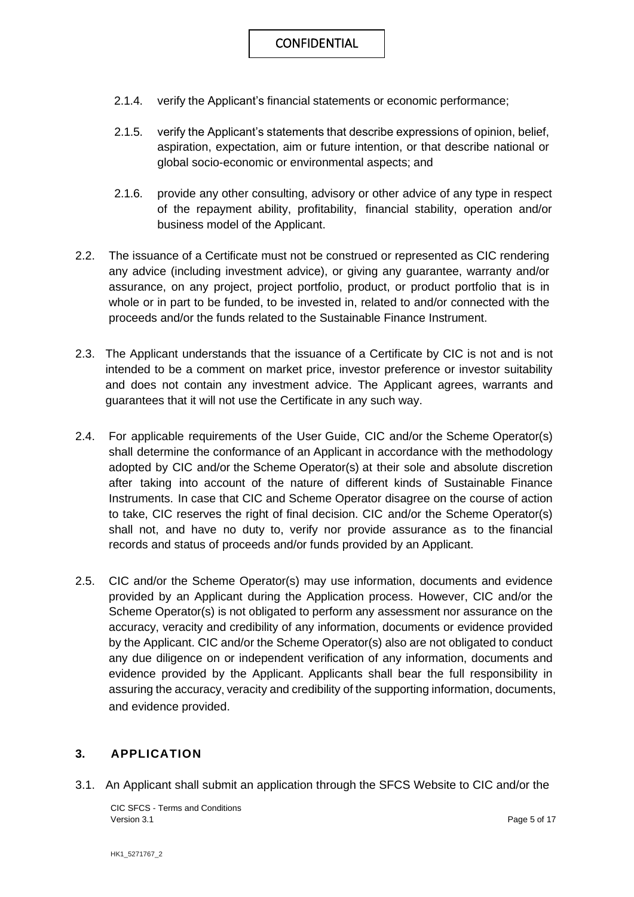2.1.4. verify the Applicant's financial statements or economic performance;

2.1.5. verify the Applicant's statements that describe expressions of opinion, belief, aspiration, expectation, aim or future intention, or that describe national or global socio-economic or environmental aspects; and

2.1.6. provide any other consulting, advisory or other advice of any type in respect of the repayment ability, profitability, financial stability, operation and/or business model of the Applicant.

2.2. The issuance of a Certificate must not be construed or represented as CIC rendering any advice (including investment advice), or giving any guarantee, warranty and/or assurance, on any project, project portfolio, product, or product portfolio that is in whole or in part to be funded, to be invested in, related to and/or connected with the proceeds and/or the funds related to the Sustainable Finance Instrument.

2.3. The Applicant understands that the issuance of a Certificate by CIC is not and is not intended to be a comment on market price, investor preference or investor suitability and does not contain any investment advice. The Applicant agrees, warrants and guarantees that it will not use the Certificate in any such way.

2.4. For applicable requirements of the User Guide, CIC and/or the Scheme Operator(s) shall determine the conformance of an Applicant in accordance with the methodology adopted by CIC and/or the Scheme Operator(s) at their sole and absolute discretion after taking into account of the nature of different kinds of Sustainable Finance Instruments. In case that CIC and Scheme Operator disagree on the course of action to take, CIC reserves the right of final decision. CIC and/or the Scheme Operator(s) shall not, and have no duty to, verify nor provide assurance as to the financial records and status of proceeds and/or funds provided by an Applicant.

2.5. CIC and/or the Scheme Operator(s) may use information, documents and evidence provided by an Applicant during the Application process. However, CIC and/or the Scheme Operator(s) is not obligated to perform any assessment nor assurance on the accuracy, veracity and credibility of any information, documents or evidence provided by the Applicant. CIC and/or the Scheme Operator(s) also are not obligated to conduct any due diligence on or independent verification of any information, documents and evidence provided by the Applicant. Applicants shall bear the full responsibility in assuring the accuracy, veracity and credibility of the supporting information, documents, and evidence provided.

## 3. APPLICATION

3.1. An Applicant shall submit an application through the SFCS Website to CIC and/or the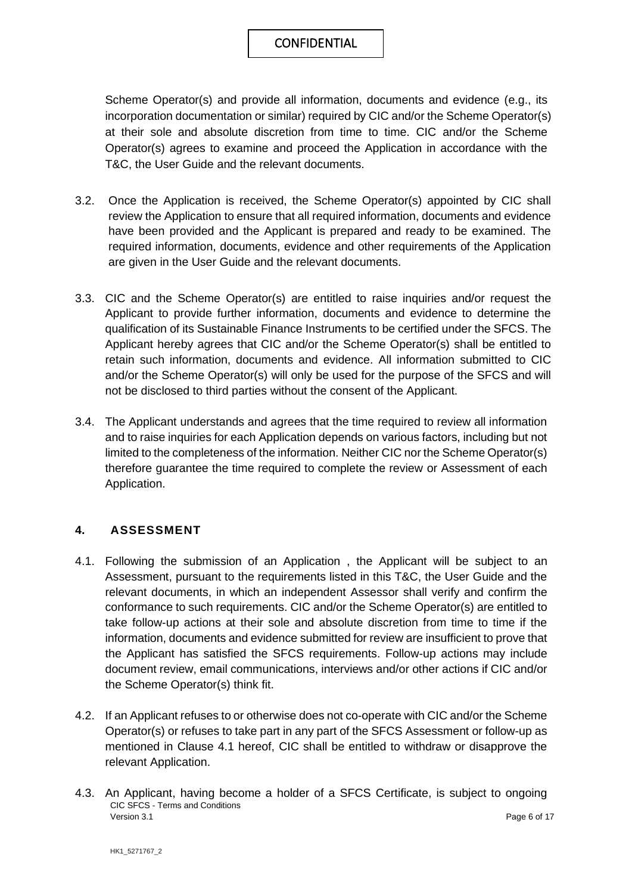Scheme Operator(s) and provide all information, documents and evidence (e.g., its incorporation documentation or similar) required by CIC and/or the Scheme Operator(s) at their sole and absolute discretion from time to time. CIC and/or the Scheme Operator(s) agrees to examine and proceed the Application in accordance with the T&C, the User Guide and the relevant documents.

3.2. Once the Application is received, the Scheme Operator(s) appointed by CIC shall review the Application to ensure that all required information, documents and evidence have been provided and the Applicant is prepared and ready to be examined. The required information, documents, evidence and other requirements of the Application are given in the User Guide and the relevant documents.

3.3. CIC and the Scheme Operator(s) are entitled to raise inquiries and/or request the Applicant to provide further information, documents and evidence to determine the qualification of its Sustainable Finance Instruments to be certified under the SFCS. The Applicant hereby agrees that CIC and/or the Scheme Operator(s) shall be entitled to retain such information, documents and evidence. All information submitted to CIC and/or the Scheme Operator(s) will only be used for the purpose of the SFCS and will not be disclosed to third parties without the consent of the Applicant.

3.4. The Applicant understands and agrees that the time required to review all information and to raise inquiries for each Application depends on various factors, including but not limited to the completeness of the information. Neither CIC nor the Scheme Operator(s) therefore guarantee the time required to complete the review or Assessment of each Application.

## 4. ASSESSMENT

4.1. Following the submission of an Application , the Applicant will be subject to an Assessment, pursuant to the requirements listed in this T&C, the User Guide and the relevant documents, in which an independent Assessor shall verify and confirm the conformance to such requirements. CIC and/or the Scheme Operator(s) are entitled to take follow-up actions at their sole and absolute discretion from time to time if the information, documents and evidence submitted for review are insufficient to prove that the Applicant has satisfied the SFCS requirements. Follow-up actions may include document review, email communications, interviews and/or other actions if CIC and/or the Scheme Operator(s) think fit.

4.2. If an Applicant refuses to or otherwise does not co-operate with CIC and/or the Scheme Operator(s) or refuses to take part in any part of the SFCS Assessment or follow-up as mentioned in Clause 4.1 hereof, CIC shall be entitled to withdraw or disapprove the relevant Application.

4.3. An Applicant, having become a holder of a SFCS Certificate, is subject to ongoing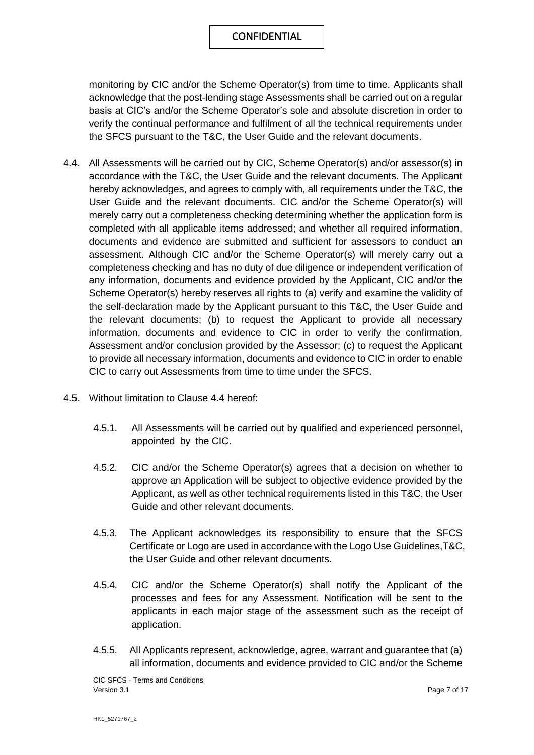monitoring by CIC and/or the Scheme Operator(s) from time to time. Applicants shall acknowledge that the post-lending stage Assessments shall be carried out on a regular basis at CIC's and/or the Scheme Operator's sole and absolute discretion in order to verify the continual performance and fulfilment of all the technical requirements under the SFCS pursuant to the T&C, the User Guide and the relevant documents.

4.4. All Assessments will be carried out by CIC, Scheme Operator(s) and/or assessor(s) in accordance with the T&C, the User Guide and the relevant documents. The Applicant hereby acknowledges, and agrees to comply with, all requirements under the T&C, the User Guide and the relevant documents. CIC and/or the Scheme Operator(s) will merely carry out a completeness checking determining whether the application form is completed with all applicable items addressed; and whether all required information, documents and evidence are submitted and sufficient for assessors to conduct an assessment. Although CIC and/or the Scheme Operator(s) will merely carry out a completeness checking and has no duty of due diligence or independent verification of any information, documents and evidence provided by the Applicant, CIC and/or the Scheme Operator(s) hereby reserves all rights to (a) verify and examine the validity of the self-declaration made by the Applicant pursuant to this T&C, the User Guide and the relevant documents; (b) to request the Applicant to provide all necessary information, documents and evidence to CIC in order to verify the confirmation, Assessment and/or conclusion provided by the Assessor; (c) to request the Applicant to provide all necessary information, documents and evidence to CIC in order to enable CIC to carry out Assessments from time to time under the SFCS.

4.5. Without limitation to Clause 4.4 hereof:

4.5.1. All Assessments will be carried out by qualified and experienced personnel, appointed by the CIC.

4.5.2. CIC and/or the Scheme Operator(s) agrees that a decision on whether to approve an Application will be subject to objective evidence provided by the Applicant, as well as other technical requirements listed in this T&C, the User Guide and other relevant documents.

4.5.3. The Applicant acknowledges its responsibility to ensure that the SFCS Certificate or Logo are used in accordance with the Logo Use Guidelines,T&C, the User Guide and other relevant documents.

4.5.4. CIC and/or the Scheme Operator(s) shall notify the Applicant of the processes and fees for any Assessment. Notification will be sent to the applicants in each major stage of the assessment such as the receipt of application.

4.5.5. All Applicants represent, acknowledge, agree, warrant and guarantee that (a) all information, documents and evidence provided to CIC and/or the Scheme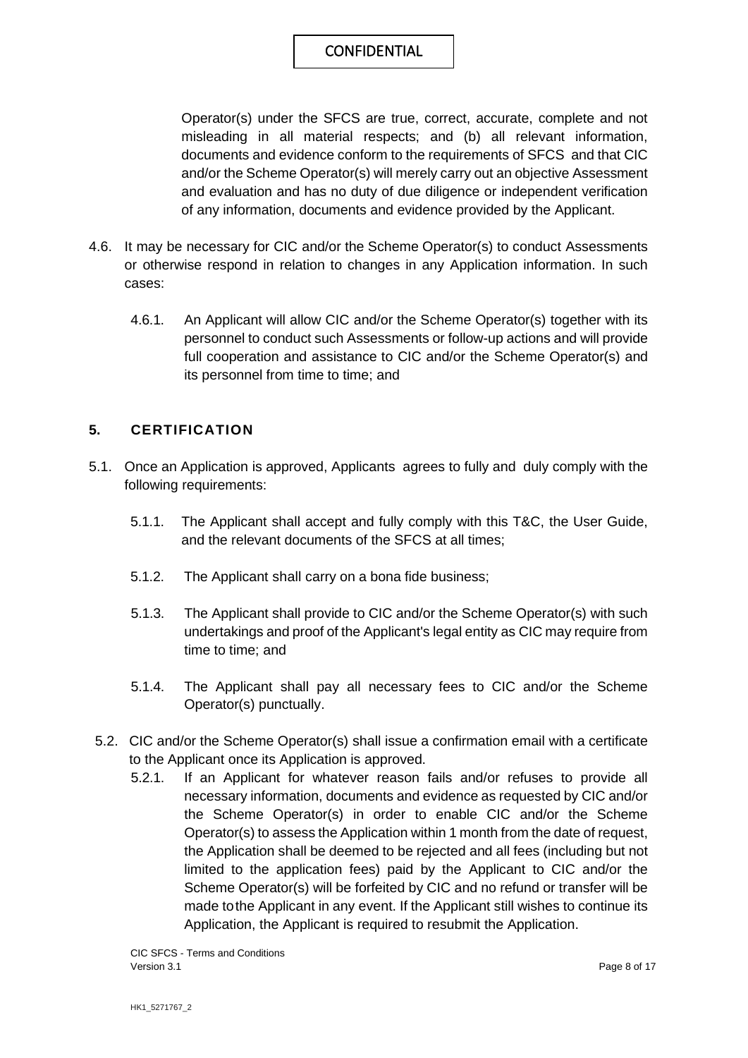Operator(s) under the SFCS are true, correct, accurate, complete and not misleading in all material respects; and (b) all relevant information, documents and evidence conform to the requirements of SFCS and that CIC and/or the Scheme Operator(s) will merely carry out an objective Assessment and evaluation and has no duty of due diligence or independent verification of any information, documents and evidence provided by the Applicant.

4.6. It may be necessary for CIC and/or the Scheme Operator(s) to conduct Assessments or otherwise respond in relation to changes in any Application information. In such cases:

4.6.1. An Applicant will allow CIC and/or the Scheme Operator(s) together with its personnel to conduct such Assessments or follow-up actions and will provide full cooperation and assistance to CIC and/or the Scheme Operator(s) and its personnel from time to time; and

## 5. CERTIFICATION

5.1. Once an Application is approved, Applicants agrees to fully and duly comply with the following requirements:

5.1.1. The Applicant shall accept and fully comply with this T&C, the User Guide, and the relevant documents of the SFCS at all times;

5.1.2. The Applicant shall carry on a bona fide business;

5.1.3. The Applicant shall provide to CIC and/or the Scheme Operator(s) with such undertakings and proof of the Applicant's legal entity as CIC may require from time to time; and

5.1.4. The Applicant shall pay all necessary fees to CIC and/or the Scheme Operator(s) punctually.

5.2. CIC and/or the Scheme Operator(s) shall issue a confirmation email with a certificate to the Applicant once its Application is approved.

5.2.1. If an Applicant for whatever reason fails and/or refuses to provide all necessary information, documents and evidence as requested by CIC and/or the Scheme Operator(s) in order to enable CIC and/or the Scheme Operator(s) to assess the Application within 1 month from the date of request, the Application shall be deemed to be rejected and all fees (including but not limited to the application fees) paid by the Applicant to CIC and/or the Scheme Operator(s) will be forfeited by CIC and no refund or transfer will be made to the Applicant in any event. If the Applicant still wishes to continue its Application, the Applicant is required to resubmit the Application.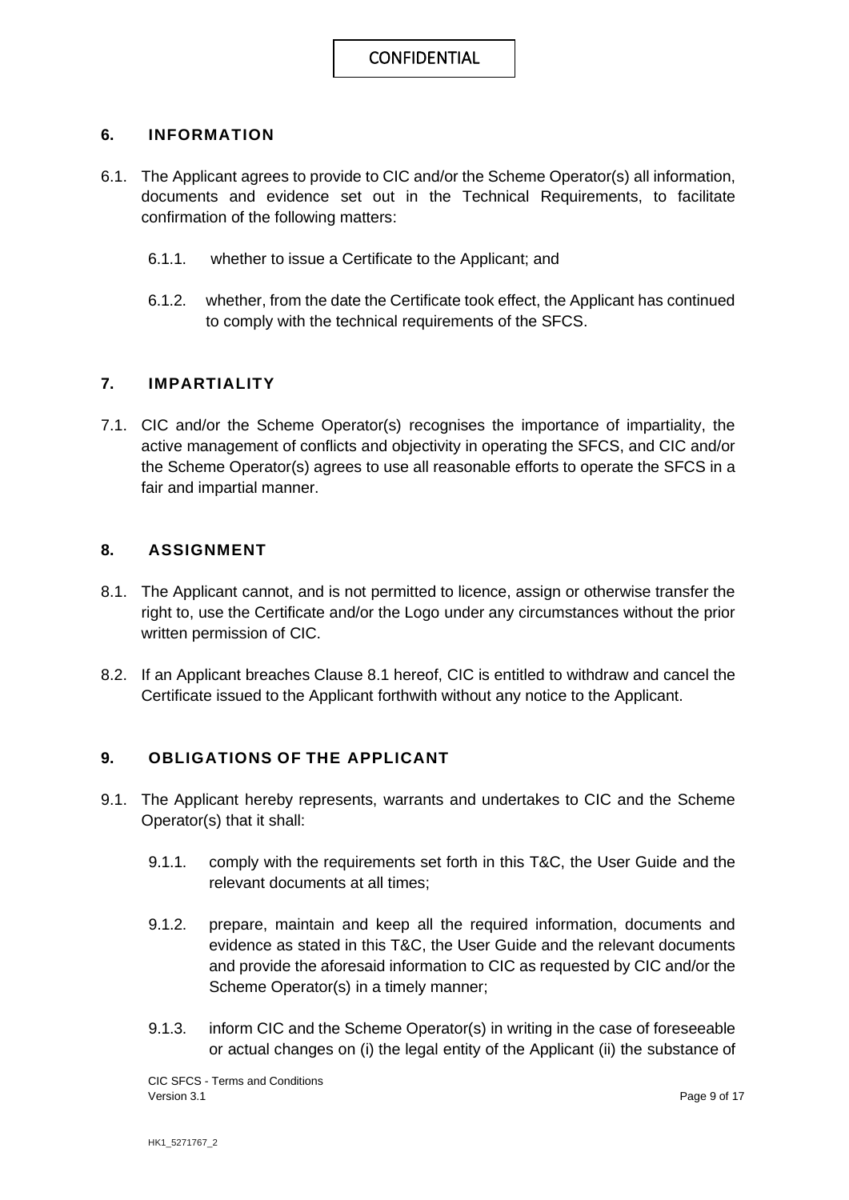## 6. INFORMATION

6.1. The Applicant agrees to provide to CIC and/or the Scheme Operator(s) all information, documents and evidence set out in the Technical Requirements, to facilitate confirmation of the following matters:

6.1.1. whether to issue a Certificate to the Applicant; and

6.1.2. whether, from the date the Certificate took effect, the Applicant has continued to comply with the technical requirements of the SFCS.

## 7. IMPARTIALITY

7.1. CIC and/or the Scheme Operator(s) recognises the importance of impartiality, the active management of conflicts and objectivity in operating the SFCS, and CIC and/or the Scheme Operator(s) agrees to use all reasonable efforts to operate the SFCS in a fair and impartial manner.

## 8. ASSIGNMENT

8.1. The Applicant cannot, and is not permitted to licence, assign or otherwise transfer the right to, use the Certificate and/or the Logo under any circumstances without the prior written permission of CIC.

8.2. If an Applicant breaches Clause 8.1 hereof, CIC is entitled to withdraw and cancel the Certificate issued to the Applicant forthwith without any notice to the Applicant.

## 9. OBLIGATIONS OF THE APPLICANT

9.1. The Applicant hereby represents, warrants and undertakes to CIC and the Scheme Operator(s) that it shall:

9.1.1. comply with the requirements set forth in this T&C, the User Guide and the relevant documents at all times;

9.1.2. prepare, maintain and keep all the required information, documents and evidence as stated in this T&C, the User Guide and the relevant documents and provide the aforesaid information to CIC as requested by CIC and/or the Scheme Operator(s) in a timely manner;

9.1.3. inform CIC and the Scheme Operator(s) in writing in the case of foreseeable or actual changes on (i) the legal entity of the Applicant (ii) the substance of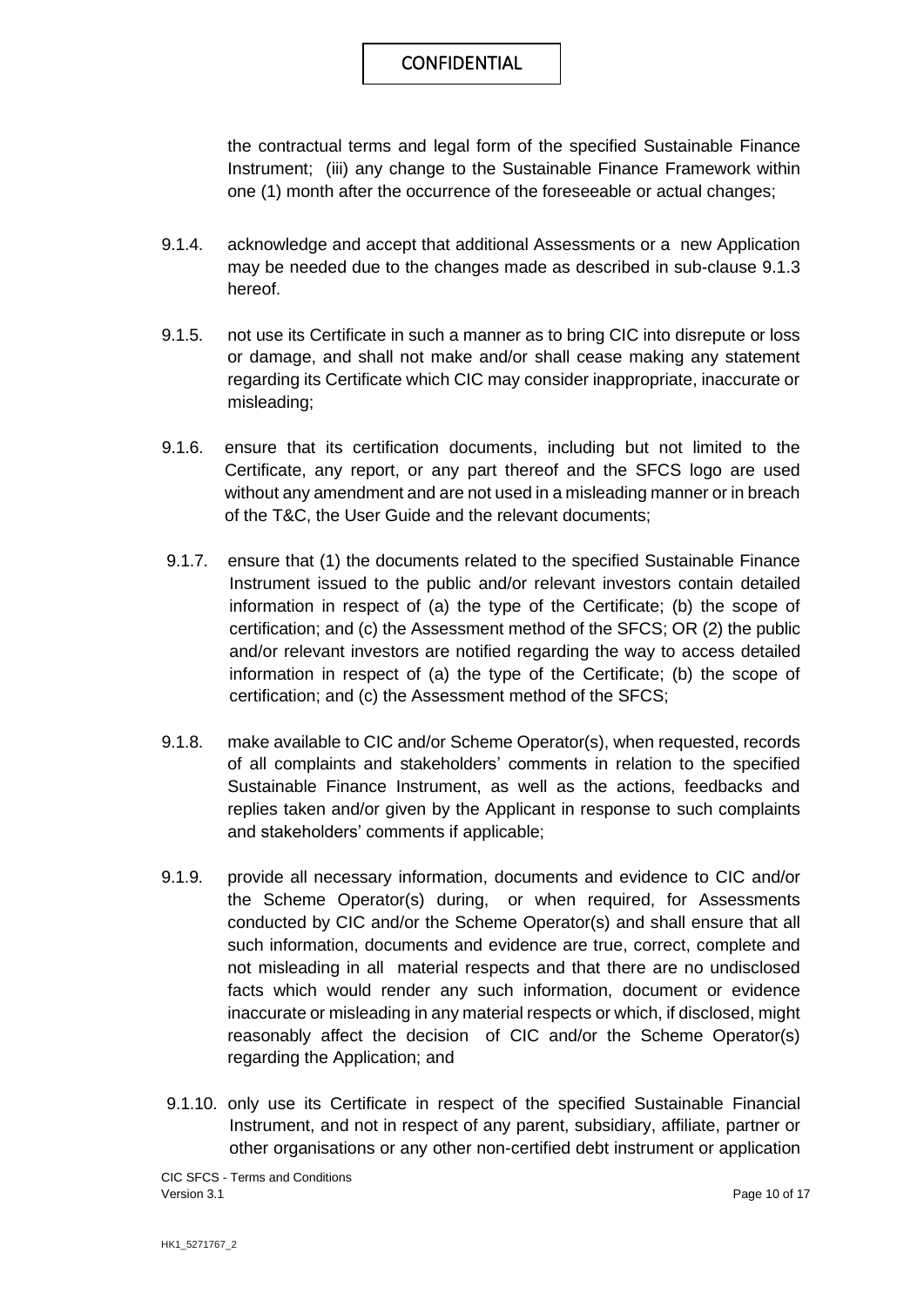the contractual terms and legal form of the specified Sustainable Finance Instrument; (iii) any change to the Sustainable Finance Framework within one (1) month after the occurrence of the foreseeable or actual changes;

9.1.4. acknowledge and accept that additional Assessments or a new Application may be needed due to the changes made as described in sub-clause 9.1.3 hereof.

9.1.5. not use its Certificate in such a manner as to bring CIC into disrepute or loss or damage, and shall not make and/or shall cease making any statement regarding its Certificate which CIC may consider inappropriate, inaccurate or misleading;

9.1.6. ensure that its certification documents, including but not limited to the Certificate, any report, or any part thereof and the SFCS logo are used without any amendment and are not used in a misleading manner or in breach of the T&C, the User Guide and the relevant documents;

9.1.7. ensure that (1) the documents related to the specified Sustainable Finance Instrument issued to the public and/or relevant investors contain detailed information in respect of (a) the type of the Certificate; (b) the scope of certification; and (c) the Assessment method of the SFCS; OR (2) the public and/or relevant investors are notified regarding the way to access detailed information in respect of (a) the type of the Certificate; (b) the scope of certification; and (c) the Assessment method of the SFCS;

9.1.8. make available to CIC and/or Scheme Operator(s), when requested, records of all complaints and stakeholders' comments in relation to the specified Sustainable Finance Instrument, as well as the actions, feedbacks and replies taken and/or given by the Applicant in response to such complaints and stakeholders' comments if applicable;

9.1.9. provide all necessary information, documents and evidence to CIC and/or the Scheme Operator(s) during, or when required, for Assessments conducted by CIC and/or the Scheme Operator(s) and shall ensure that all such information, documents and evidence are true, correct, complete and not misleading in all material respects and that there are no undisclosed facts which would render any such information, document or evidence inaccurate or misleading in any material respects or which, if disclosed, might reasonably affect the decision of CIC and/or the Scheme Operator(s) regarding the Application; and

9.1.10. only use its Certificate in respect of the specified Sustainable Financial Instrument, and not in respect of any parent, subsidiary, affiliate, partner or other organisations or any other non-certified debt instrument or application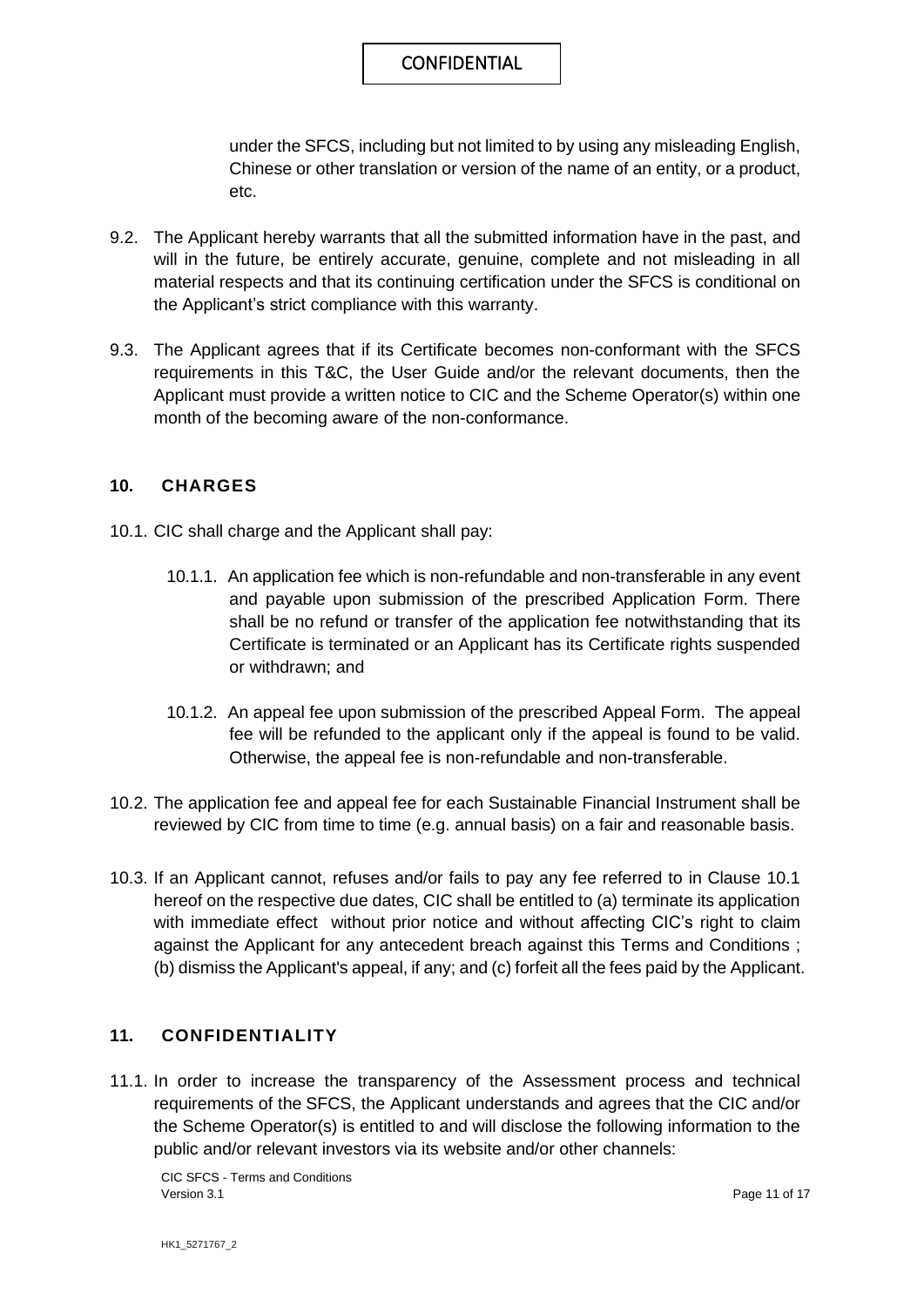under the SFCS, including but not limited to by using any misleading English, Chinese or other translation or version of the name of an entity, or a product, etc.

9.2. The Applicant hereby warrants that all the submitted information have in the past, and will in the future, be entirely accurate, genuine, complete and not misleading in all material respects and that its continuing certification under the SFCS is conditional on the Applicant's strict compliance with this warranty.

9.3. The Applicant agrees that if its Certificate becomes non-conformant with the SFCS requirements in this T&C, the User Guide and/or the relevant documents, then the Applicant must provide a written notice to CIC and the Scheme Operator(s) within one month of the becoming aware of the non-conformance.

## 10. CHARGES

10.1. CIC shall charge and the Applicant shall pay:

10.1.1. An application fee which is non-refundable and non-transferable in any event and payable upon submission of the prescribed Application Form. There shall be no refund or transfer of the application fee notwithstanding that its Certificate is terminated or an Applicant has its Certificate rights suspended or withdrawn; and

10.1.2. An appeal fee upon submission of the prescribed Appeal Form. The appeal fee will be refunded to the applicant only if the appeal is found to be valid. Otherwise, the appeal fee is non-refundable and non-transferable.

10.2. The application fee and appeal fee for each Sustainable Financial Instrument shall be reviewed by CIC from time to time (e.g. annual basis) on a fair and reasonable basis.

10.3. If an Applicant cannot, refuses and/or fails to pay any fee referred to in Clause 10.1 hereof on the respective due dates, CIC shall be entitled to (a) terminate its application with immediate effect without prior notice and without affecting CIC's right to claim against the Applicant for any antecedent breach against this Terms and Conditions ; (b) dismiss the Applicant's appeal, if any; and (c) forfeit all the fees paid by the Applicant.

## 11. CONFIDENTIALITY

11.1. In order to increase the transparency of the Assessment process and technical requirements of the SFCS, the Applicant understands and agrees that the CIC and/or the Scheme Operator(s) is entitled to and will disclose the following information to the public and/or relevant investors via its website and/or other channels: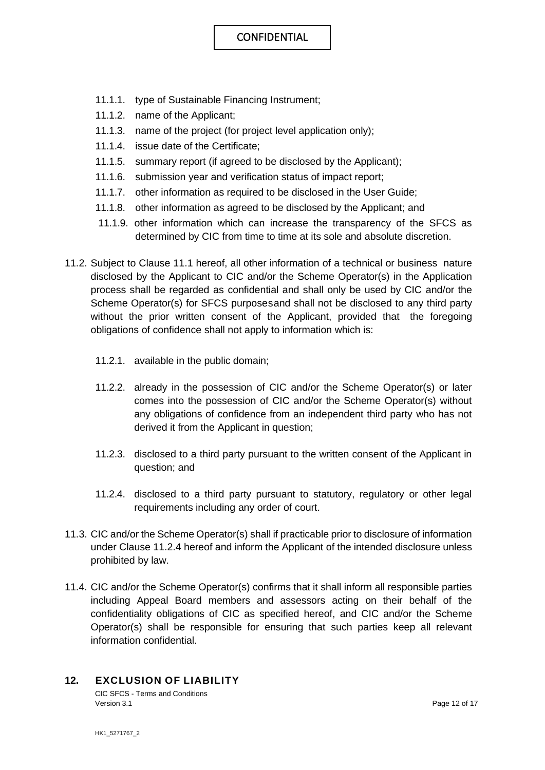- 11.1.1. type of Sustainable Financing Instrument;
- 11.1.2. name of the Applicant;
- 11.1.3. name of the project (for project level application only);
- 11.1.4. issue date of the Certificate;
- 11.1.5. summary report (if agreed to be disclosed by the Applicant);
- 11.1.6. submission year and verification status of impact report;
- 11.1.7. other information as required to be disclosed in the User Guide;
- 11.1.8. other information as agreed to be disclosed by the Applicant; and
- 11.1.9. other information which can increase the transparency of the SFCS as determined by CIC from time to time at its sole and absolute discretion.

11.2. Subject to Clause 11.1 hereof, all other information of a technical or business nature disclosed by the Applicant to CIC and/or the Scheme Operator(s) in the Application process shall be regarded as confidential and shall only be used by CIC and/or the Scheme Operator(s) for SFCS purposesand shall not be disclosed to any third party without the prior written consent of the Applicant, provided that the foregoing obligations of confidence shall not apply to information which is:

- 11.2.1. available in the public domain;
- 11.2.2. already in the possession of CIC and/or the Scheme Operator(s) or later comes into the possession of CIC and/or the Scheme Operator(s) without any obligations of confidence from an independent third party who has not derived it from the Applicant in question;
- 11.2.3. disclosed to a third party pursuant to the written consent of the Applicant in question; and
- 11.2.4. disclosed to a third party pursuant to statutory, regulatory or other legal requirements including any order of court.

11.3. CIC and/or the Scheme Operator(s) shall if practicable prior to disclosure of information under Clause 11.2.4 hereof and inform the Applicant of the intended disclosure unless prohibited by law.

11.4. CIC and/or the Scheme Operator(s) confirms that it shall inform all responsible parties including Appeal Board members and assessors acting on their behalf of the confidentiality obligations of CIC as specified hereof, and CIC and/or the Scheme Operator(s) shall be responsible for ensuring that such parties keep all relevant information confidential.

## 12. EXCLUSION OF LIABILITY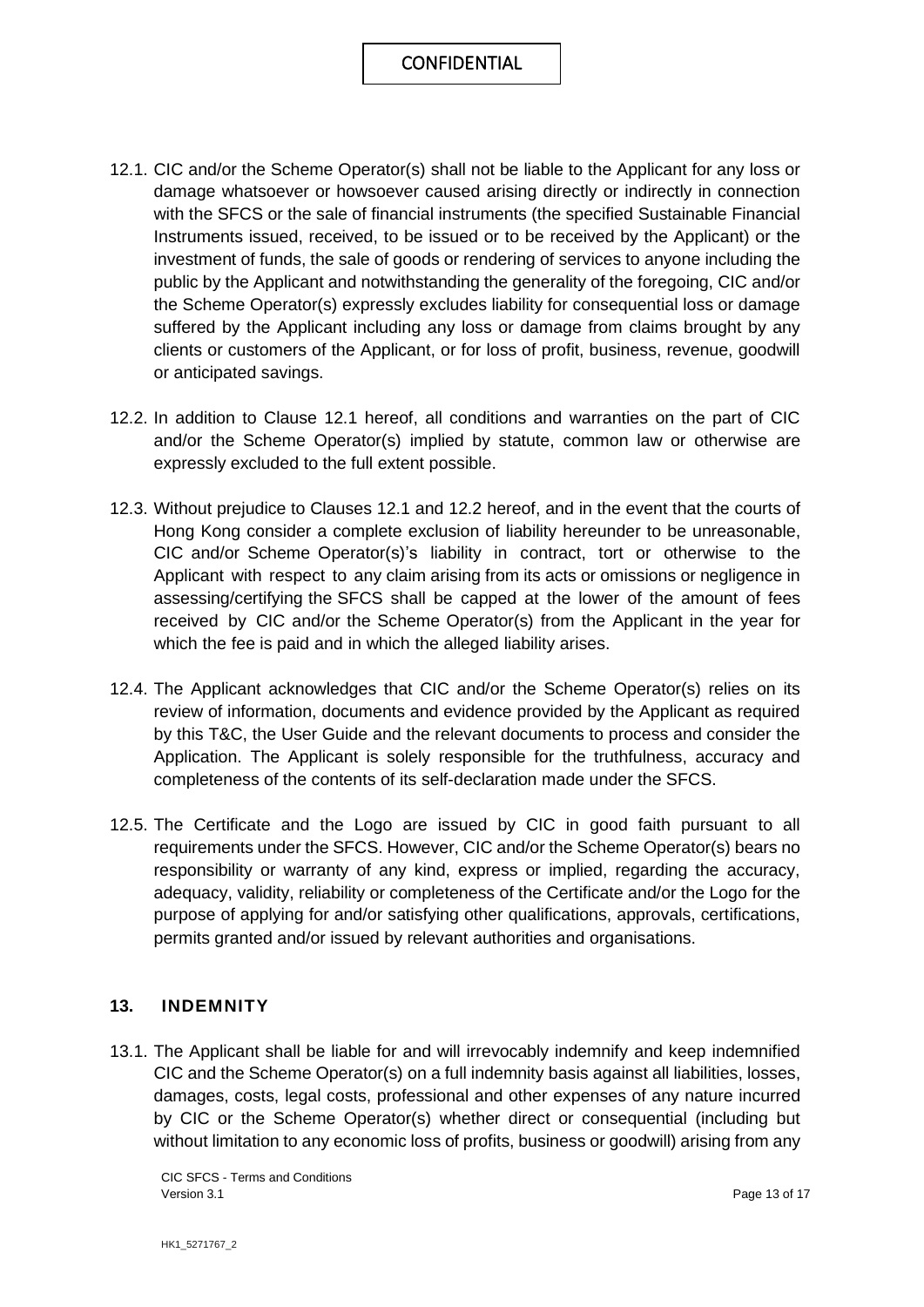12.1. CIC and/or the Scheme Operator(s) shall not be liable to the Applicant for any loss or damage whatsoever or howsoever caused arising directly or indirectly in connection with the SFCS or the sale of financial instruments (the specified Sustainable Financial Instruments issued, received, to be issued or to be received by the Applicant) or the investment of funds, the sale of goods or rendering of services to anyone including the public by the Applicant and notwithstanding the generality of the foregoing, CIC and/or the Scheme Operator(s) expressly excludes liability for consequential loss or damage suffered by the Applicant including any loss or damage from claims brought by any clients or customers of the Applicant, or for loss of profit, business, revenue, goodwill or anticipated savings.

12.2. In addition to Clause 12.1 hereof, all conditions and warranties on the part of CIC and/or the Scheme Operator(s) implied by statute, common law or otherwise are expressly excluded to the full extent possible.

12.3. Without prejudice to Clauses 12.1 and 12.2 hereof, and in the event that the courts of Hong Kong consider a complete exclusion of liability hereunder to be unreasonable, CIC and/or Scheme Operator(s)'s liability in contract, tort or otherwise to the Applicant with respect to any claim arising from its acts or omissions or negligence in assessing/certifying the SFCS shall be capped at the lower of the amount of fees received by CIC and/or the Scheme Operator(s) from the Applicant in the year for which the fee is paid and in which the alleged liability arises.

12.4. The Applicant acknowledges that CIC and/or the Scheme Operator(s) relies on its review of information, documents and evidence provided by the Applicant as required by this T&C, the User Guide and the relevant documents to process and consider the Application. The Applicant is solely responsible for the truthfulness, accuracy and completeness of the contents of its self-declaration made under the SFCS.

12.5. The Certificate and the Logo are issued by CIC in good faith pursuant to all requirements under the SFCS. However, CIC and/or the Scheme Operator(s) bears no responsibility or warranty of any kind, express or implied, regarding the accuracy, adequacy, validity, reliability or completeness of the Certificate and/or the Logo for the purpose of applying for and/or satisfying other qualifications, approvals, certifications, permits granted and/or issued by relevant authorities and organisations.

## 13. INDEMNITY

13.1. The Applicant shall be liable for and will irrevocably indemnify and keep indemnified CIC and the Scheme Operator(s) on a full indemnity basis against all liabilities, losses, damages, costs, legal costs, professional and other expenses of any nature incurred by CIC or the Scheme Operator(s) whether direct or consequential (including but without limitation to any economic loss of profits, business or goodwill) arising from any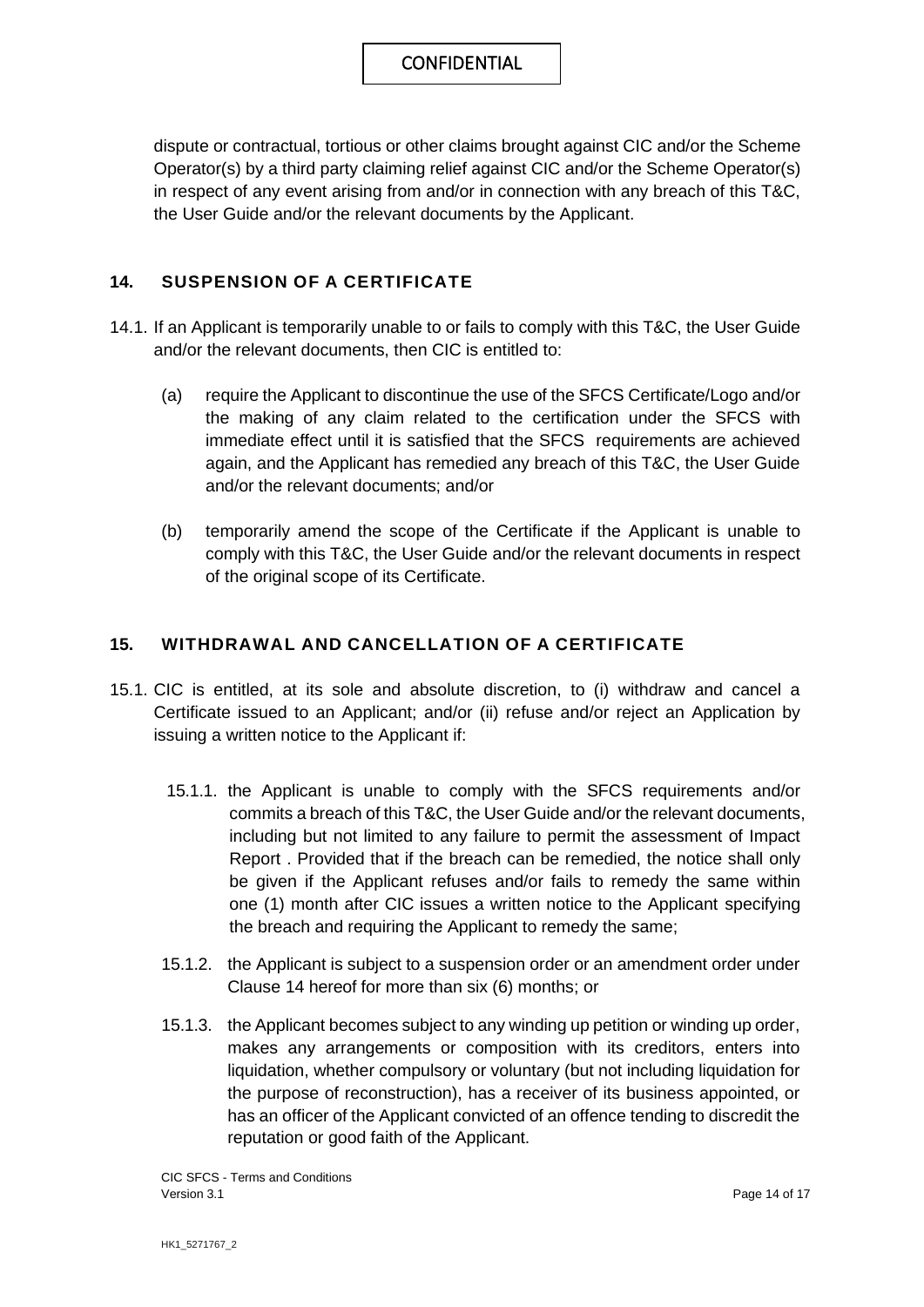dispute or contractual, tortious or other claims brought against CIC and/or the Scheme Operator(s) by a third party claiming relief against CIC and/or the Scheme Operator(s) in respect of any event arising from and/or in connection with any breach of this T&C, the User Guide and/or the relevant documents by the Applicant.

## 14. SUSPENSION OF A CERTIFICATE

14.1. If an Applicant is temporarily unable to or fails to comply with this T&C, the User Guide and/or the relevant documents, then CIC is entitled to:

(a) require the Applicant to discontinue the use of the SFCS Certificate/Logo and/or the making of any claim related to the certification under the SFCS with immediate effect until it is satisfied that the SFCS requirements are achieved again, and the Applicant has remedied any breach of this T&C, the User Guide and/or the relevant documents; and/or

(b) temporarily amend the scope of the Certificate if the Applicant is unable to comply with this T&C, the User Guide and/or the relevant documents in respect of the original scope of its Certificate.

## 15. WITHDRAWAL AND CANCELLATION OF A CERTIFICATE

15.1. CIC is entitled, at its sole and absolute discretion, to (i) withdraw and cancel a Certificate issued to an Applicant; and/or (ii) refuse and/or reject an Application by issuing a written notice to the Applicant if:

15.1.1. the Applicant is unable to comply with the SFCS requirements and/or commits a breach of this T&C, the User Guide and/or the relevant documents, including but not limited to any failure to permit the assessment of Impact Report . Provided that if the breach can be remedied, the notice shall only be given if the Applicant refuses and/or fails to remedy the same within one (1) month after CIC issues a written notice to the Applicant specifying the breach and requiring the Applicant to remedy the same;

15.1.2. the Applicant is subject to a suspension order or an amendment order under Clause 14 hereof for more than six (6) months; or

15.1.3. the Applicant becomes subject to any winding up petition or winding up order, makes any arrangements or composition with its creditors, enters into liquidation, whether compulsory or voluntary (but not including liquidation for the purpose of reconstruction), has a receiver of its business appointed, or has an officer of the Applicant convicted of an offence tending to discredit the reputation or good faith of the Applicant.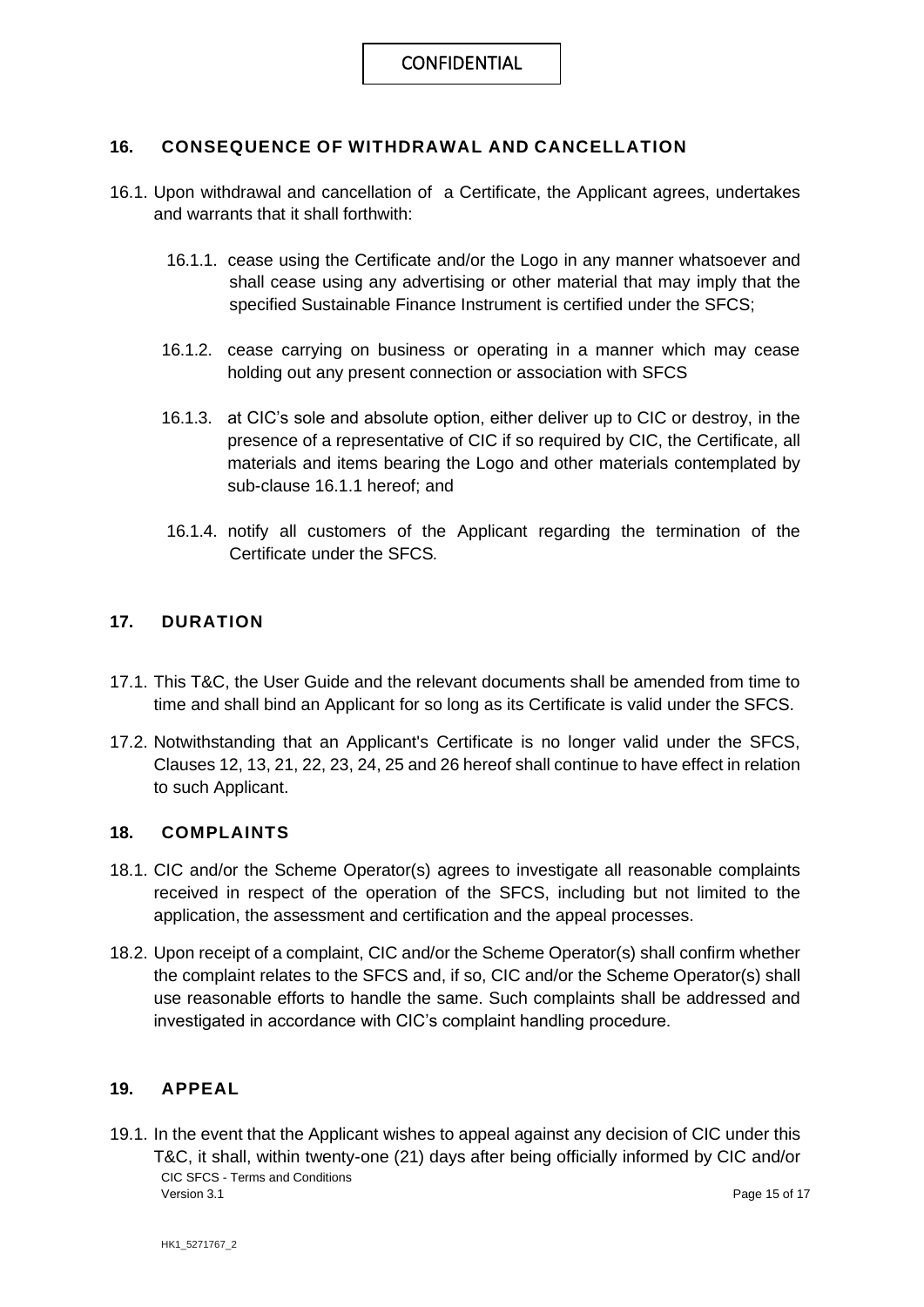## 16. CONSEQUENCE OF WITHDRAWAL AND CANCELLATION

16.1. Upon withdrawal and cancellation of a Certificate, the Applicant agrees, undertakes and warrants that it shall forthwith:

16.1.1. cease using the Certificate and/or the Logo in any manner whatsoever and shall cease using any advertising or other material that may imply that the specified Sustainable Finance Instrument is certified under the SFCS;

16.1.2. cease carrying on business or operating in a manner which may cease holding out any present connection or association with SFCS

16.1.3. at CIC's sole and absolute option, either deliver up to CIC or destroy, in the presence of a representative of CIC if so required by CIC, the Certificate, all materials and items bearing the Logo and other materials contemplated by sub-clause 16.1.1 hereof; and

16.1.4. notify all customers of the Applicant regarding the termination of the Certificate under the SFCS.

## 17. DURATION

17.1. This T&C, the User Guide and the relevant documents shall be amended from time to time and shall bind an Applicant for so long as its Certificate is valid under the SFCS.

17.2. Notwithstanding that an Applicant's Certificate is no longer valid under the SFCS, Clauses 12, 13, 21, 22, 23, 24, 25 and 26 hereof shall continue to have effect in relation to such Applicant.

## 18. COMPLAINTS

18.1. CIC and/or the Scheme Operator(s) agrees to investigate all reasonable complaints received in respect of the operation of the SFCS, including but not limited to the application, the assessment and certification and the appeal processes.

18.2. Upon receipt of a complaint, CIC and/or the Scheme Operator(s) shall confirm whether the complaint relates to the SFCS and, if so, CIC and/or the Scheme Operator(s) shall use reasonable efforts to handle the same. Such complaints shall be addressed and investigated in accordance with CIC's complaint handling procedure.

## 19. APPEAL

19.1. In the event that the Applicant wishes to appeal against any decision of CIC under this T&C, it shall, within twenty-one (21) days after being officially informed by CIC and/or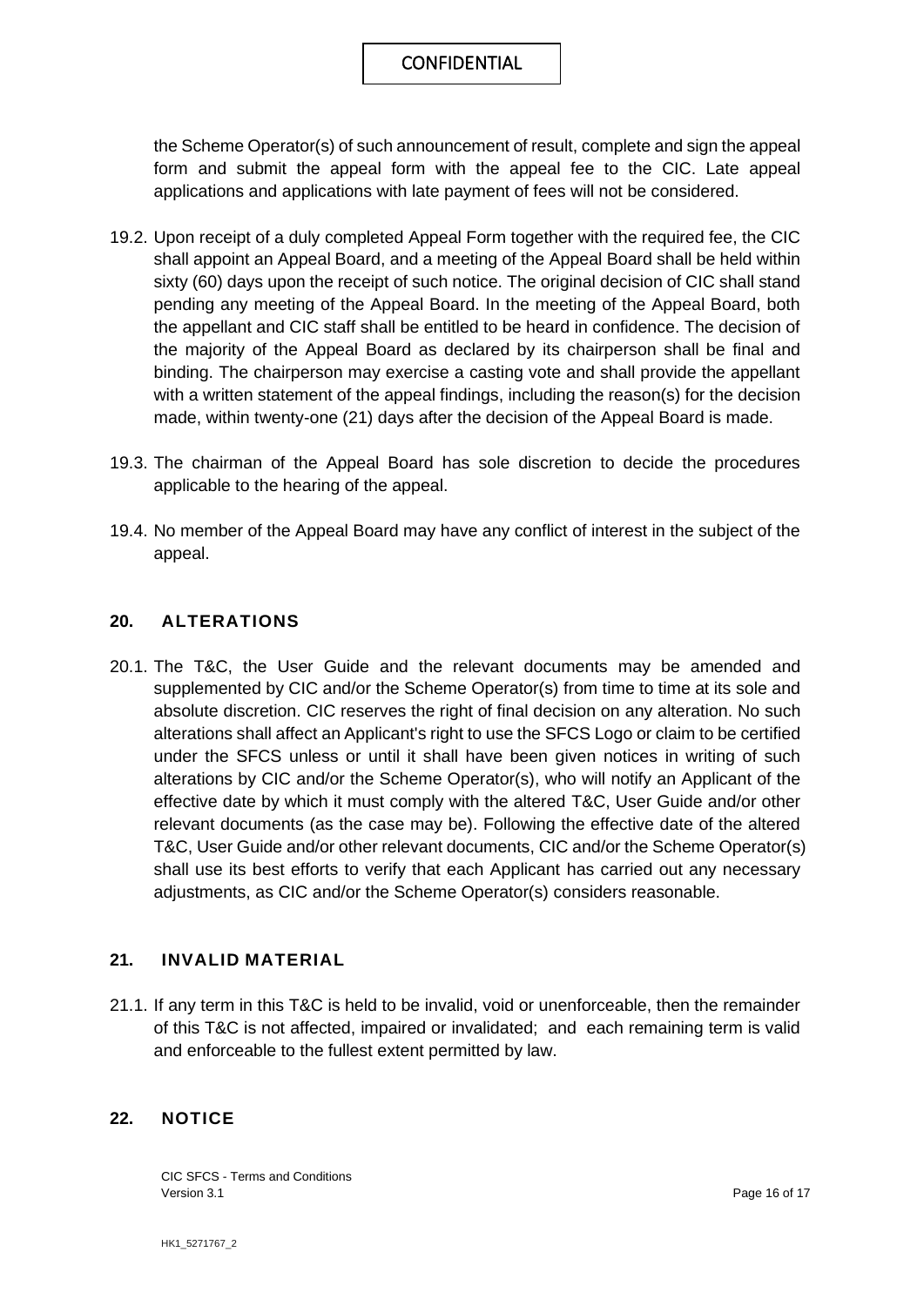the Scheme Operator(s) of such announcement of result, complete and sign the appeal form and submit the appeal form with the appeal fee to the CIC. Late appeal applications and applications with late payment of fees will not be considered.

19.2. Upon receipt of a duly completed Appeal Form together with the required fee, the CIC shall appoint an Appeal Board, and a meeting of the Appeal Board shall be held within sixty (60) days upon the receipt of such notice. The original decision of CIC shall stand pending any meeting of the Appeal Board. In the meeting of the Appeal Board, both the appellant and CIC staff shall be entitled to be heard in confidence. The decision of the majority of the Appeal Board as declared by its chairperson shall be final and binding. The chairperson may exercise a casting vote and shall provide the appellant with a written statement of the appeal findings, including the reason(s) for the decision made, within twenty-one (21) days after the decision of the Appeal Board is made.

19.3. The chairman of the Appeal Board has sole discretion to decide the procedures applicable to the hearing of the appeal.

19.4. No member of the Appeal Board may have any conflict of interest in the subject of the appeal.

## 20. ALTERATIONS

20.1. The T&C, the User Guide and the relevant documents may be amended and supplemented by CIC and/or the Scheme Operator(s) from time to time at its sole and absolute discretion. CIC reserves the right of final decision on any alteration. No such alterations shall affect an Applicant's right to use the SFCS Logo or claim to be certified under the SFCS unless or until it shall have been given notices in writing of such alterations by CIC and/or the Scheme Operator(s), who will notify an Applicant of the effective date by which it must comply with the altered T&C, User Guide and/or other relevant documents (as the case may be). Following the effective date of the altered T&C, User Guide and/or other relevant documents, CIC and/or the Scheme Operator(s) shall use its best efforts to verify that each Applicant has carried out any necessary adjustments, as CIC and/or the Scheme Operator(s) considers reasonable.

## 21. INVALID MATERIAL

21.1. If any term in this T&C is held to be invalid, void or unenforceable, then the remainder of this T&C is not affected, impaired or invalidated; and each remaining term is valid and enforceable to the fullest extent permitted by law.

## 22. NOTICE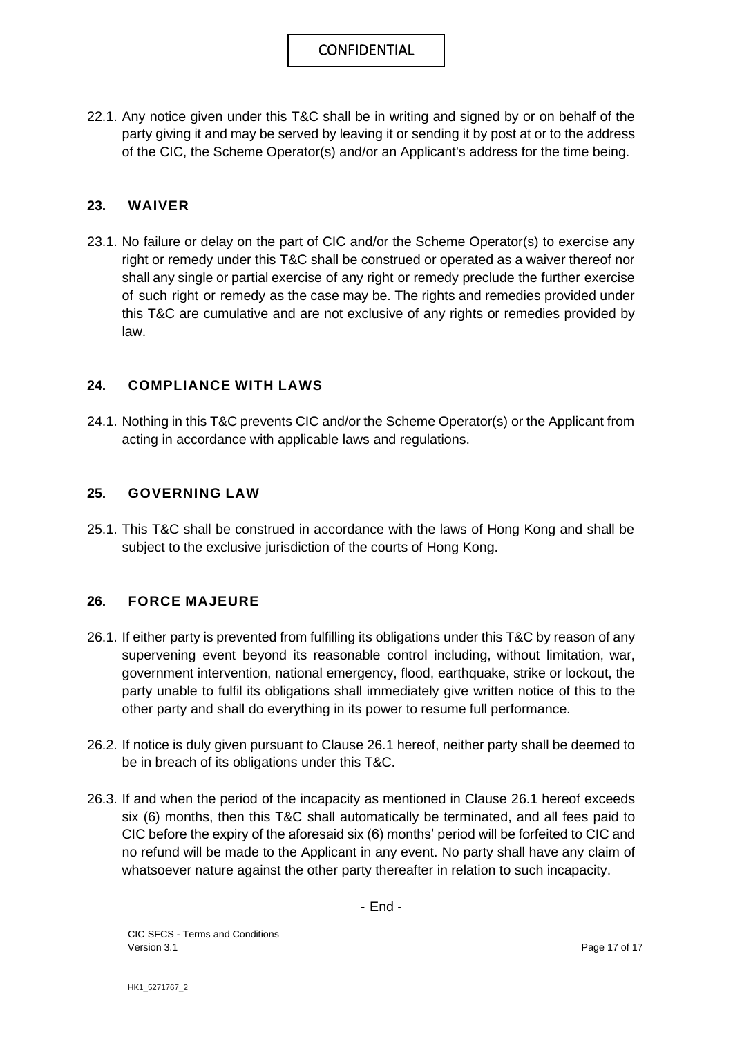22.1. Any notice given under this T&C shall be in writing and signed by or on behalf of the party giving it and may be served by leaving it or sending it by post at or to the address of the CIC, the Scheme Operator(s) and/or an Applicant's address for the time being.

## 23. WAIVER

23.1. No failure or delay on the part of CIC and/or the Scheme Operator(s) to exercise any right or remedy under this T&C shall be construed or operated as a waiver thereof nor shall any single or partial exercise of any right or remedy preclude the further exercise of such right or remedy as the case may be. The rights and remedies provided under this T&C are cumulative and are not exclusive of any rights or remedies provided by law.

## 24. COMPLIANCE WITH LAWS

24.1. Nothing in this T&C prevents CIC and/or the Scheme Operator(s) or the Applicant from acting in accordance with applicable laws and regulations.

## 25. GOVERNING LAW

25.1. This T&C shall be construed in accordance with the laws of Hong Kong and shall be subject to the exclusive jurisdiction of the courts of Hong Kong.

## 26. FORCE MAJEURE

26.1. If either party is prevented from fulfilling its obligations under this T&C by reason of any supervening event beyond its reasonable control including, without limitation, war, government intervention, national emergency, flood, earthquake, strike or lockout, the party unable to fulfil its obligations shall immediately give written notice of this to the other party and shall do everything in its power to resume full performance.

26.2. If notice is duly given pursuant to Clause 26.1 hereof, neither party shall be deemed to be in breach of its obligations under this T&C.

26.3. If and when the period of the incapacity as mentioned in Clause 26.1 hereof exceeds six (6) months, then this T&C shall automatically be terminated, and all fees paid to CIC before the expiry of the aforesaid six (6) months' period will be forfeited to CIC and no refund will be made to the Applicant in any event. No party shall have any claim of whatsoever nature against the other party thereafter in relation to such incapacity.

- End -